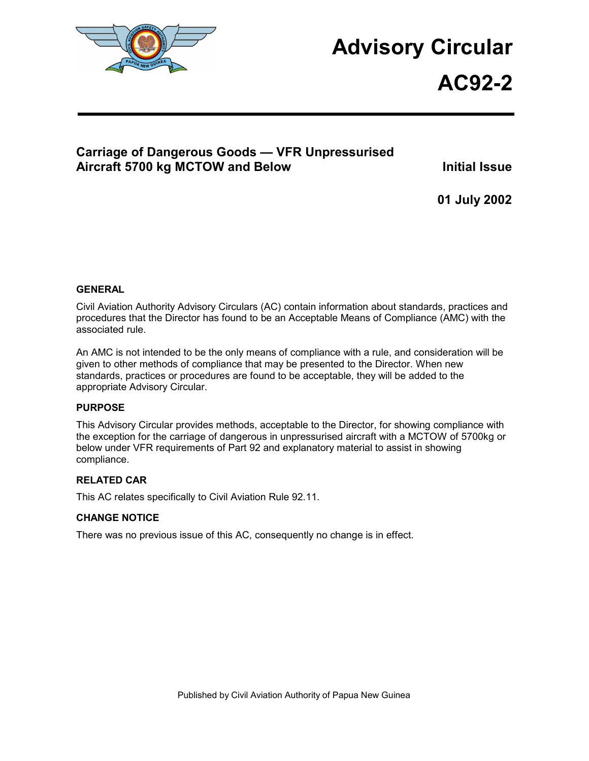# Advisory Circular

# AC92-2

## Carriage of Dangerous Goods — VFR Unpressurised Aircraft 5700 kg MCTOW and Below

**Initial Issue**

**01 July 2002**

### GENERAL

Civil Aviation Authority Advisory Circulars (AC) contain information about standards, practices and procedures that the Director has found to be an Acceptable Means of Compliance (AMC) with the associated rule.

An AMC is not intended to be the only means of compliance with a rule, and consideration will be given to other methods of compliance that may be presented to the Director. When new standards, practices or procedures are found to be acceptable, they will be added to the appropriate Advisory Circular.

### PURPOSE

This Advisory Circular provides methods, acceptable to the Director, for showing compliance with the exception for the carriage of dangerous in unpressurised aircraft with a MCTOW of 5700kg or below under VFR requirements of Part 92 and explanatory material to assist in showing compliance.

### RELATED CAR

This AC relates specifically to Civil Aviation Rule 92.11.

### CHANGE NOTICE

There was no previous issue of this AC, consequently no change is in effect.

Published by Civil Aviation Authority of Papua New Guinea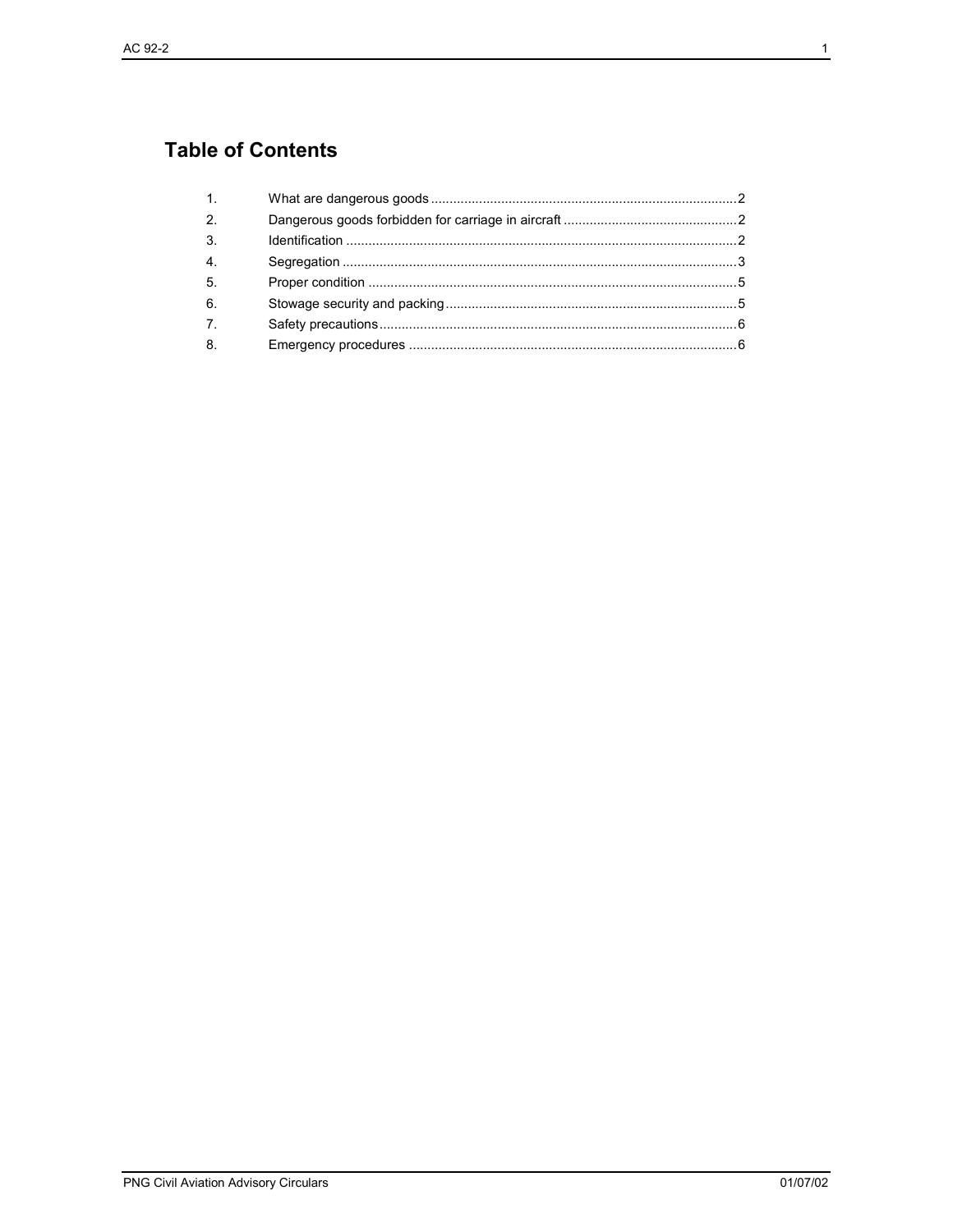## Table of Contents

1. What are dangerous goods .................................................................................2
2. Dangerous goods forbidden for carriage in aircraft ..............................................2
3. Identification .........................................................................................................2
4. Segregation ..........................................................................................................3
5. Proper condition ...................................................................................................5
6. Stowage security and packing ..............................................................................5
7. Safety precautions ................................................................................................6
8. Emergency procedures ........................................................................................6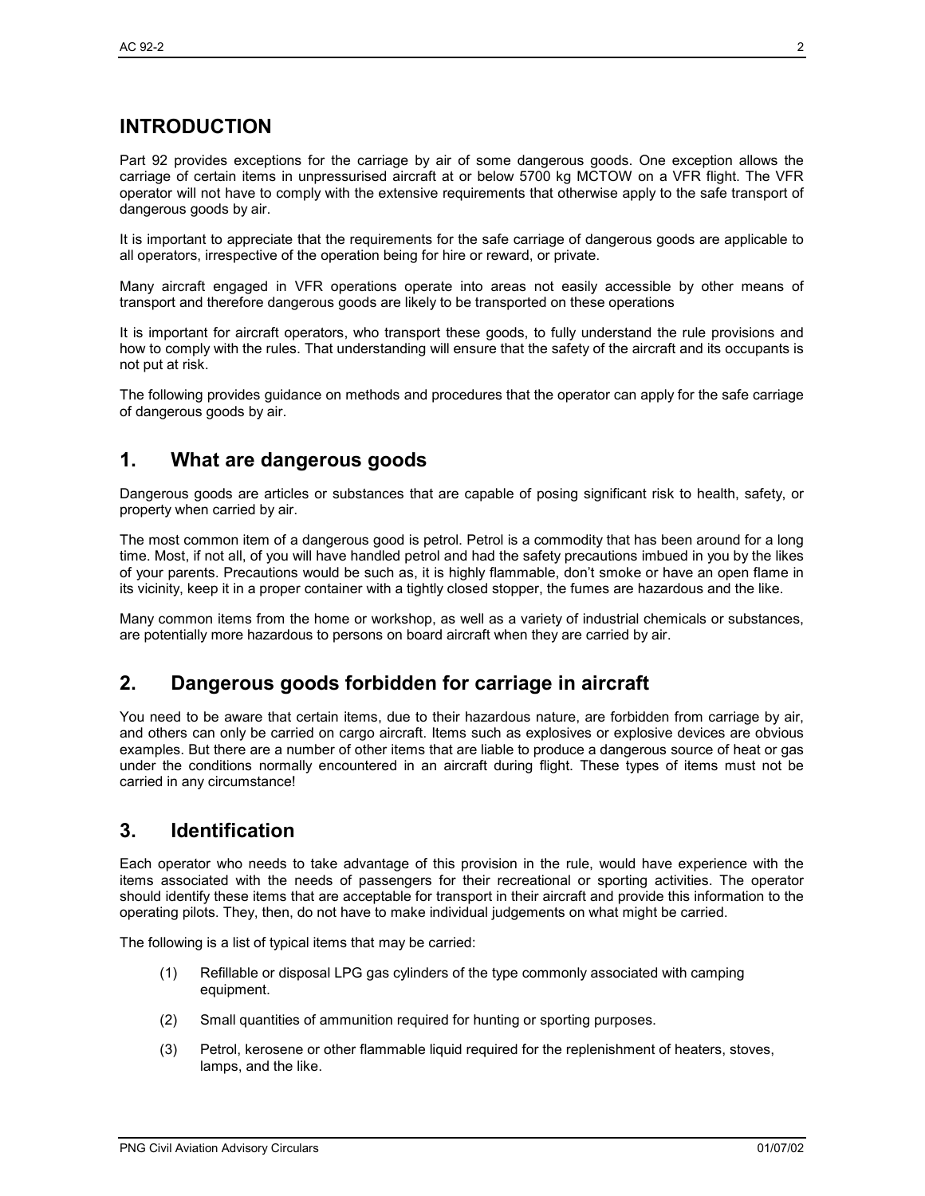## INTRODUCTION

Part 92 provides exceptions for the carriage by air of some dangerous goods. One exception allows the carriage of certain items in unpressurised aircraft at or below 5700 kg MCTOW on a VFR flight. The VFR operator will not have to comply with the extensive requirements that otherwise apply to the safe transport of dangerous goods by air.

It is important to appreciate that the requirements for the safe carriage of dangerous goods are applicable to all operators, irrespective of the operation being for hire or reward, or private.

Many aircraft engaged in VFR operations operate into areas not easily accessible by other means of transport and therefore dangerous goods are likely to be transported on these operations

It is important for aircraft operators, who transport these goods, to fully understand the rule provisions and how to comply with the rules. That understanding will ensure that the safety of the aircraft and its occupants is not put at risk.

The following provides guidance on methods and procedures that the operator can apply for the safe carriage of dangerous goods by air.

## 1. What are dangerous goods

Dangerous goods are articles or substances that are capable of posing significant risk to health, safety, or property when carried by air.

The most common item of a dangerous good is petrol. Petrol is a commodity that has been around for a long time. Most, if not all, of you will have handled petrol and had the safety precautions imbued in you by the likes of your parents. Precautions would be such as, it is highly flammable, don't smoke or have an open flame in its vicinity, keep it in a proper container with a tightly closed stopper, the fumes are hazardous and the like.

Many common items from the home or workshop, as well as a variety of industrial chemicals or substances, are potentially more hazardous to persons on board aircraft when they are carried by air.

## 2. Dangerous goods forbidden for carriage in aircraft

You need to be aware that certain items, due to their hazardous nature, are forbidden from carriage by air, and others can only be carried on cargo aircraft. Items such as explosives or explosive devices are obvious examples. But there are a number of other items that are liable to produce a dangerous source of heat or gas under the conditions normally encountered in an aircraft during flight. These types of items must not be carried in any circumstance!

## 3. Identification

Each operator who needs to take advantage of this provision in the rule, would have experience with the items associated with the needs of passengers for their recreational or sporting activities. The operator should identify these items that are acceptable for transport in their aircraft and provide this information to the operating pilots. They, then, do not have to make individual judgements on what might be carried.

The following is a list of typical items that may be carried:

(1) Refillable or disposal LPG gas cylinders of the type commonly associated with camping equipment.

(2) Small quantities of ammunition required for hunting or sporting purposes.

(3) Petrol, kerosene or other flammable liquid required for the replenishment of heaters, stoves, lamps, and the like.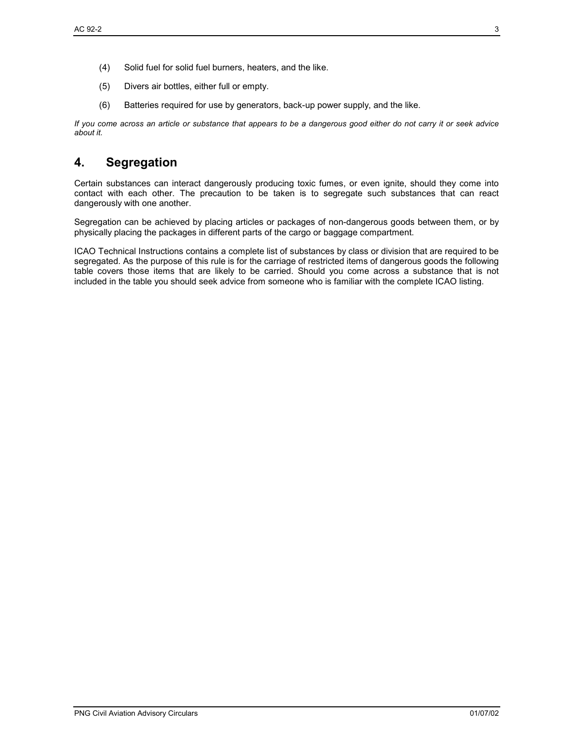(4) Solid fuel for solid fuel burners, heaters, and the like.

(5) Divers air bottles, either full or empty.

(6) Batteries required for use by generators, back-up power supply, and the like.

*If you come across an article or substance that appears to be a dangerous good either do not carry it or seek advice about it.*

## 4. Segregation

Certain substances can interact dangerously producing toxic fumes, or even ignite, should they come into contact with each other. The precaution to be taken is to segregate such substances that can react dangerously with one another.

Segregation can be achieved by placing articles or packages of non-dangerous goods between them, or by physically placing the packages in different parts of the cargo or baggage compartment.

ICAO Technical Instructions contains a complete list of substances by class or division that are required to be segregated. As the purpose of this rule is for the carriage of restricted items of dangerous goods the following table covers those items that are likely to be carried. Should you come across a substance that is not included in the table you should seek advice from someone who is familiar with the complete ICAO listing.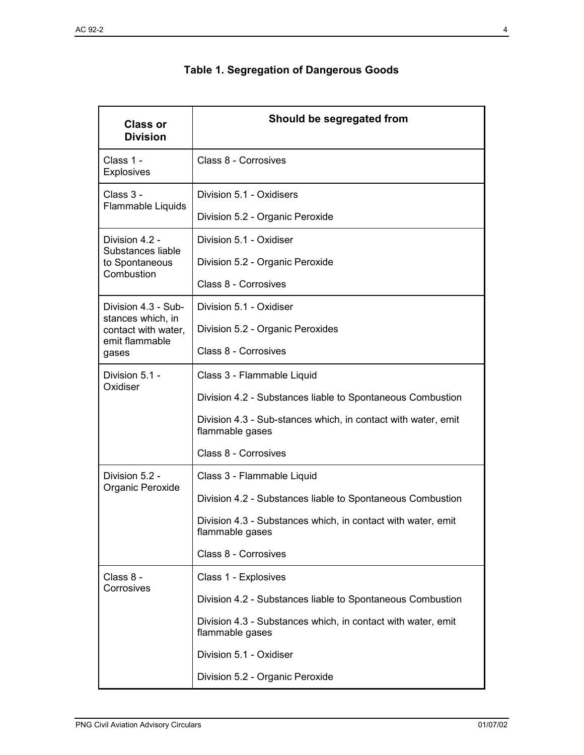**Table 1. Segregation of Dangerous Goods**

| Class or Division | Should be segregated from |
| --- | --- |
| Class 1 - Explosives | Class 8 - Corrosives |
| Class 3 - Flammable Liquids | Division 5.1 - Oxidisers<br>Division 5.2 - Organic Peroxide |
| Division 4.2 - Substances liable to Spontaneous Combustion | Division 5.1 - Oxidiser<br>Division 5.2 - Organic Peroxide<br>Class 8 - Corrosives |
| Division 4.3 - Sub-stances which, in contact with water, emit flammable gases | Division 5.1 - Oxidiser<br>Division 5.2 - Organic Peroxides<br>Class 8 - Corrosives |
| Division 5.1 - Oxidiser | Class 3 - Flammable Liquid<br>Division 4.2 - Substances liable to Spontaneous Combustion<br>Division 4.3 - Sub-stances which, in contact with water, emit flammable gases<br>Class 8 - Corrosives |
| Division 5.2 - Organic Peroxide | Class 3 - Flammable Liquid<br>Division 4.2 - Substances liable to Spontaneous Combustion<br>Division 4.3 - Substances which, in contact with water, emit flammable gases<br>Class 8 - Corrosives |
| Class 8 - Corrosives | Class 1 - Explosives<br>Division 4.2 - Substances liable to Spontaneous Combustion<br>Division 4.3 - Substances which, in contact with water, emit flammable gases<br>Division 5.1 - Oxidiser<br>Division 5.2 - Organic Peroxide |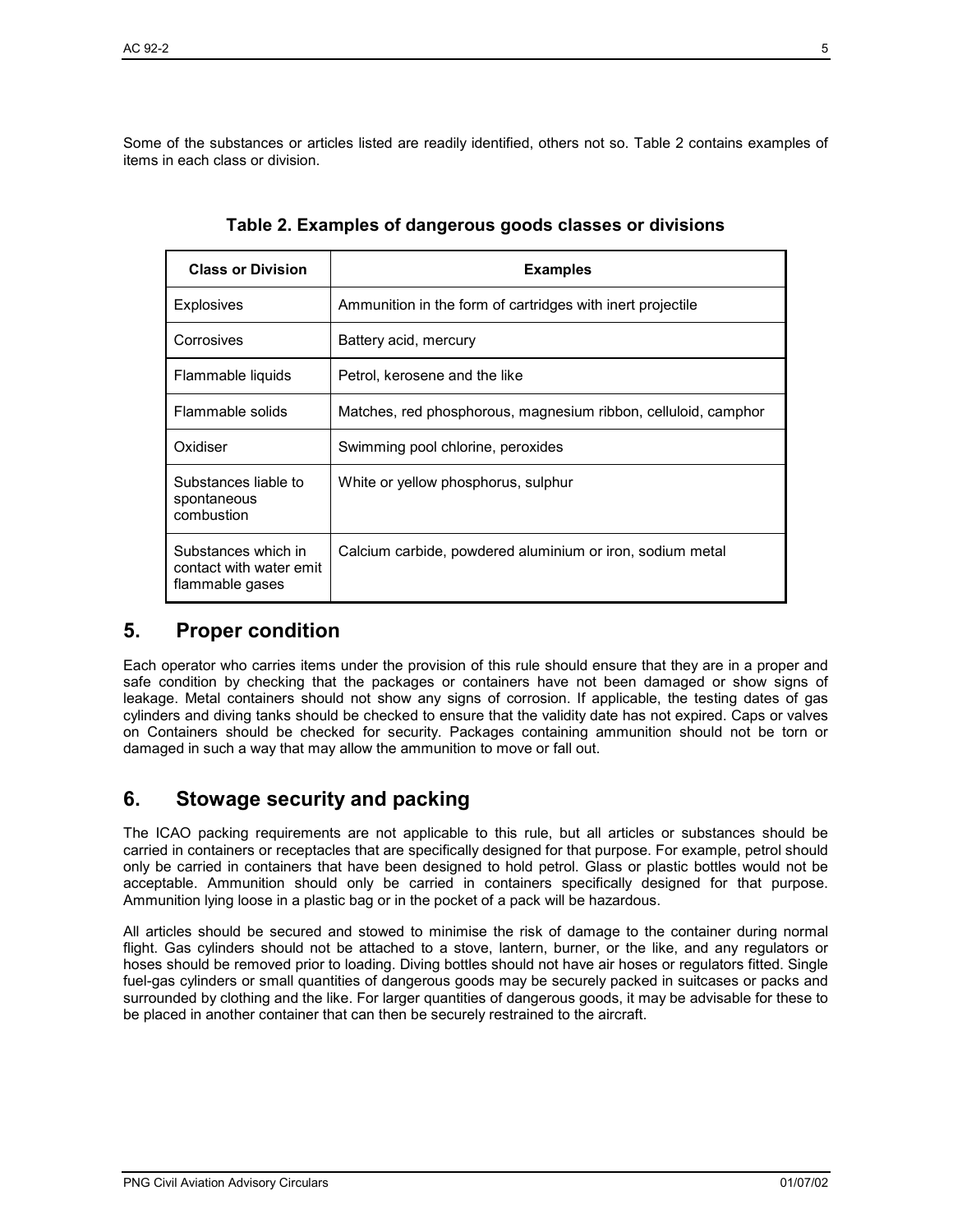Some of the substances or articles listed are readily identified, others not so. Table 2 contains examples of items in each class or division.

**Table 2. Examples of dangerous goods classes or divisions**

| Class or Division | Examples |
|---|---|
| Explosives | Ammunition in the form of cartridges with inert projectile |
| Corrosives | Battery acid, mercury |
| Flammable liquids | Petrol, kerosene and the like |
| Flammable solids | Matches, red phosphorous, magnesium ribbon, celluloid, camphor |
| Oxidiser | Swimming pool chlorine, peroxides |
| Substances liable to spontaneous combustion | White or yellow phosphorus, sulphur |
| Substances which in contact with water emit flammable gases | Calcium carbide, powdered aluminium or iron, sodium metal |

## 5. Proper condition

Each operator who carries items under the provision of this rule should ensure that they are in a proper and safe condition by checking that the packages or containers have not been damaged or show signs of leakage. Metal containers should not show any signs of corrosion. If applicable, the testing dates of gas cylinders and diving tanks should be checked to ensure that the validity date has not expired. Caps or valves on Containers should be checked for security. Packages containing ammunition should not be torn or damaged in such a way that may allow the ammunition to move or fall out.

## 6. Stowage security and packing

The ICAO packing requirements are not applicable to this rule, but all articles or substances should be carried in containers or receptacles that are specifically designed for that purpose. For example, petrol should only be carried in containers that have been designed to hold petrol. Glass or plastic bottles would not be acceptable. Ammunition should only be carried in containers specifically designed for that purpose. Ammunition lying loose in a plastic bag or in the pocket of a pack will be hazardous.

All articles should be secured and stowed to minimise the risk of damage to the container during normal flight. Gas cylinders should not be attached to a stove, lantern, burner, or the like, and any regulators or hoses should be removed prior to loading. Diving bottles should not have air hoses or regulators fitted. Single fuel-gas cylinders or small quantities of dangerous goods may be securely packed in suitcases or packs and surrounded by clothing and the like. For larger quantities of dangerous goods, it may be advisable for these to be placed in another container that can then be securely restrained to the aircraft.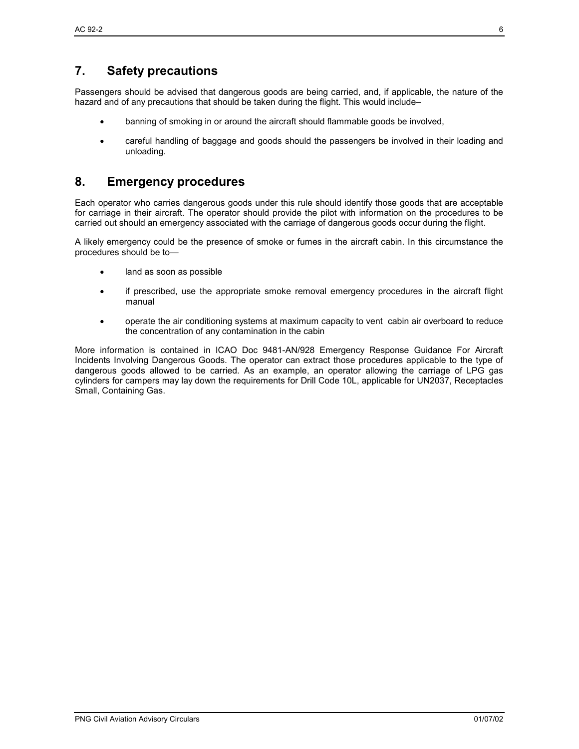## 7. Safety precautions

Passengers should be advised that dangerous goods are being carried, and, if applicable, the nature of the hazard and of any precautions that should be taken during the flight. This would include–

- banning of smoking in or around the aircraft should flammable goods be involved,
- careful handling of baggage and goods should the passengers be involved in their loading and unloading.

## 8. Emergency procedures

Each operator who carries dangerous goods under this rule should identify those goods that are acceptable for carriage in their aircraft. The operator should provide the pilot with information on the procedures to be carried out should an emergency associated with the carriage of dangerous goods occur during the flight.

A likely emergency could be the presence of smoke or fumes in the aircraft cabin. In this circumstance the procedures should be to—

- land as soon as possible
- if prescribed, use the appropriate smoke removal emergency procedures in the aircraft flight manual
- operate the air conditioning systems at maximum capacity to vent cabin air overboard to reduce the concentration of any contamination in the cabin

More information is contained in ICAO Doc 9481-AN/928 Emergency Response Guidance For Aircraft Incidents Involving Dangerous Goods. The operator can extract those procedures applicable to the type of dangerous goods allowed to be carried. As an example, an operator allowing the carriage of LPG gas cylinders for campers may lay down the requirements for Drill Code 10L, applicable for UN2037, Receptacles Small, Containing Gas.